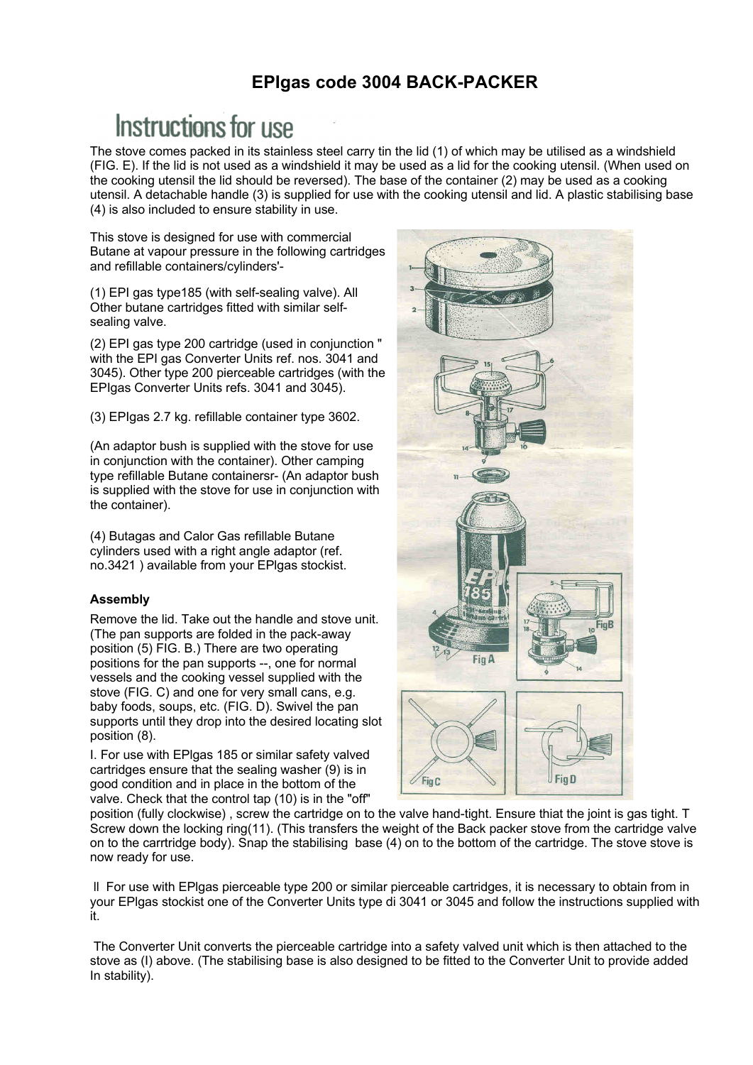# EPIgas code 3004 BACK-PACKER

## Instructions for use

The stove comes packed in its stainless steel carry tin the lid (1) of which may be utilised as a windshield (FIG. E). If the lid is not used as a windshield it may be used as a lid for the cooking utensil. (When used on the cooking utensil the lid should be reversed). The base of the container (2) may be used as a cooking utensil. A detachable handle (3) is supplied for use with the cooking utensil and lid. A plastic stabilising base (4) is also included to ensure stability in use.

This stove is designed for use with commercial Butane at vapour pressure in the following cartridges and refillable containers/cylinders'-

(1) EPI gas type185 (with self-sealing valve). All Other butane cartridges fitted with similar self-sealing valve.

(2) EPI gas type 200 cartridge (used in conjunction " with the EPI gas Converter Units ref. nos. 3041 and 3045). Other type 200 pierceable cartridges (with the EPIgas Converter Units refs. 3041 and 3045).

(3) EPIgas 2.7 kg. refillable container type 3602.

(An adaptor bush is supplied with the stove for use in conjunction with the container). Other camping type refillable Butane containersr- (An adaptor bush is supplied with the stove for use in conjunction with the container).

(4) Butagas and Calor Gas refillable Butane cylinders used with a right angle adaptor (ref. no.3421 ) available from your EPlgas stockist.

**Assembly**

Remove the lid. Take out the handle and stove unit. (The pan supports are folded in the pack-away position (5) FIG. B.) There are two operating positions for the pan supports --, one for normal vessels and the cooking vessel supplied with the stove (FIG. C) and one for very small cans, e.g. baby foods, soups, etc. (FIG. D). Swivel the pan supports until they drop into the desired locating slot position (8).

I. For use with EPlgas 185 or similar safety valved cartridges ensure that the sealing washer (9) is in good condition and in place in the bottom of the valve. Check that the control tap (10) is in the "off" position (fully clockwise) , screw the cartridge on to the valve hand-tight. Ensure thiat the joint is gas tight. T Screw down the locking ring(11). (This transfers the weight of the Back packer stove from the cartridge valve on to the carrtridge body). Snap the stabilising base (4) on to the bottom of the cartridge. The stove stove is now ready for use.

ll For use with EPlgas pierceable type 200 or similar pierceable cartridges, it is necessary to obtain from in your EPlgas stockist one of the Converter Units type di 3041 or 3045 and follow the instructions supplied with it.

The Converter Unit converts the pierceable cartridge into a safety valved unit which is then attached to the stove as (I) above. (The stabilising base is also designed to be fitted to the Converter Unit to provide added In stability).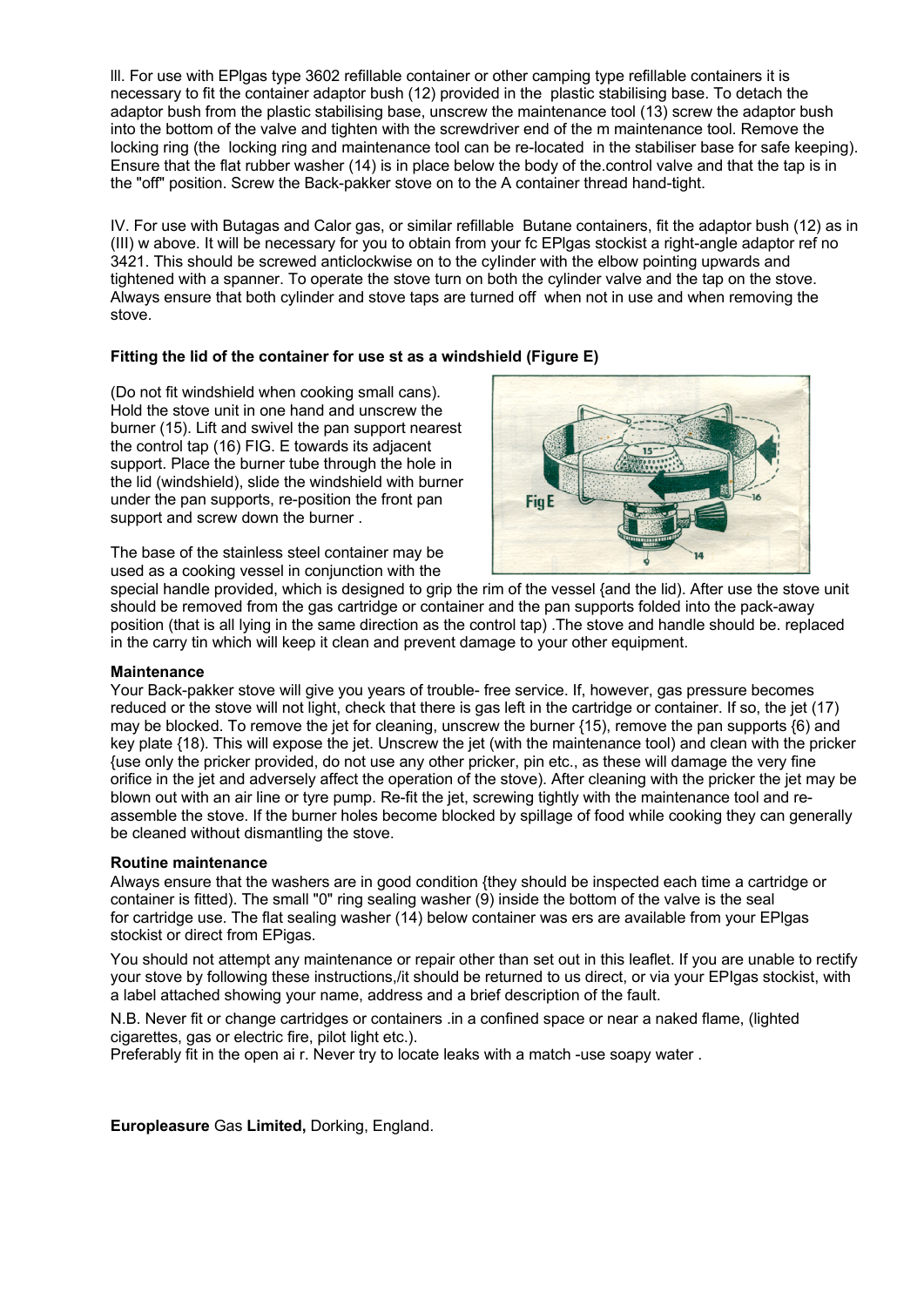lll. For use with EPlgas type 3602 refillable container or other camping type refillable containers it is necessary to fit the container adaptor bush (12) provided in the plastic stabilising base. To detach the adaptor bush from the plastic stabilising base, unscrew the maintenance tool (13) screw the adaptor bush into the bottom of the valve and tighten with the screwdriver end of the m maintenance tool. Remove the locking ring (the locking ring and maintenance tool can be re-located in the stabiliser base for safe keeping). Ensure that the flat rubber washer (14) is in place below the body of the.control valve and that the tap is in the "off" position. Screw the Back-pakker stove on to the A container thread hand-tight.

IV. For use with Butagas and Calor gas, or similar refillable Butane containers, fit the adaptor bush (12) as in (III) w above. It will be necessary for you to obtain from your fc EPlgas stockist a right-angle adaptor ref no 3421. This should be screwed anticlockwise on to the cylinder with the elbow pointing upwards and tightened with a spanner. To operate the stove turn on both the cylinder valve and the tap on the stove. Always ensure that both cylinder and stove taps are turned off when not in use and when removing the stove.

**Fitting the lid of the container for use st as a windshield (Figure E)**

(Do not fit windshield when cooking small cans). Hold the stove unit in one hand and unscrew the burner (15). Lift and swivel the pan support nearest the control tap (16) FIG. E towards its adjacent support. Place the burner tube through the hole in the lid (windshield), slide the windshield with burner under the pan supports, re-position the front pan support and screw down the burner .

Fig E

The base of the stainless steel container may be used as a cooking vessel in conjunction with the special handle provided, which is designed to grip the rim of the vessel {and the lid). After use the stove unit should be removed from the gas cartridge or container and the pan supports folded into the pack-away position (that is all lying in the same direction as the control tap) .The stove and handle should be. replaced in the carry tin which will keep it clean and prevent damage to your other equipment.

**Maintenance**

Your Back-pakker stove will give you years of trouble- free service. If, however, gas pressure becomes reduced or the stove will not light, check that there is gas left in the cartridge or container. If so, the jet (17) may be blocked. To remove the jet for cleaning, unscrew the burner {15), remove the pan supports {6) and key plate {18). This will expose the jet. Unscrew the jet (with the maintenance tool) and clean with the pricker {use only the pricker provided, do not use any other pricker, pin etc., as these will damage the very fine orifice in the jet and adversely affect the operation of the stove). After cleaning with the pricker the jet may be blown out with an air line or tyre pump. Re-fit the jet, screwing tightly with the maintenance tool and re-assemble the stove. If the burner holes become blocked by spillage of food while cooking they can generally be cleaned without dismantling the stove.

**Routine maintenance**

Always ensure that the washers are in good condition {they should be inspected each time a cartridge or container is fitted). The small "0" ring sealing washer (9) inside the bottom of the valve is the seal for cartridge use. The flat sealing washer (14) below container was ers are available from your EPlgas stockist or direct from EPigas.

You should not attempt any maintenance or repair other than set out in this leaflet. If you are unable to rectify your stove by following these instructions,/it should be returned to us direct, or via your EPIgas stockist, with a label attached showing your name, address and a brief description of the fault.

N.B. Never fit or change cartridges or containers .in a confined space or near a naked flame, (lighted cigarettes, gas or electric fire, pilot light etc.).
Preferably fit in the open ai r. Never try to locate leaks with a match -use soapy water .

**Europleasure** Gas **Limited,** Dorking, England.